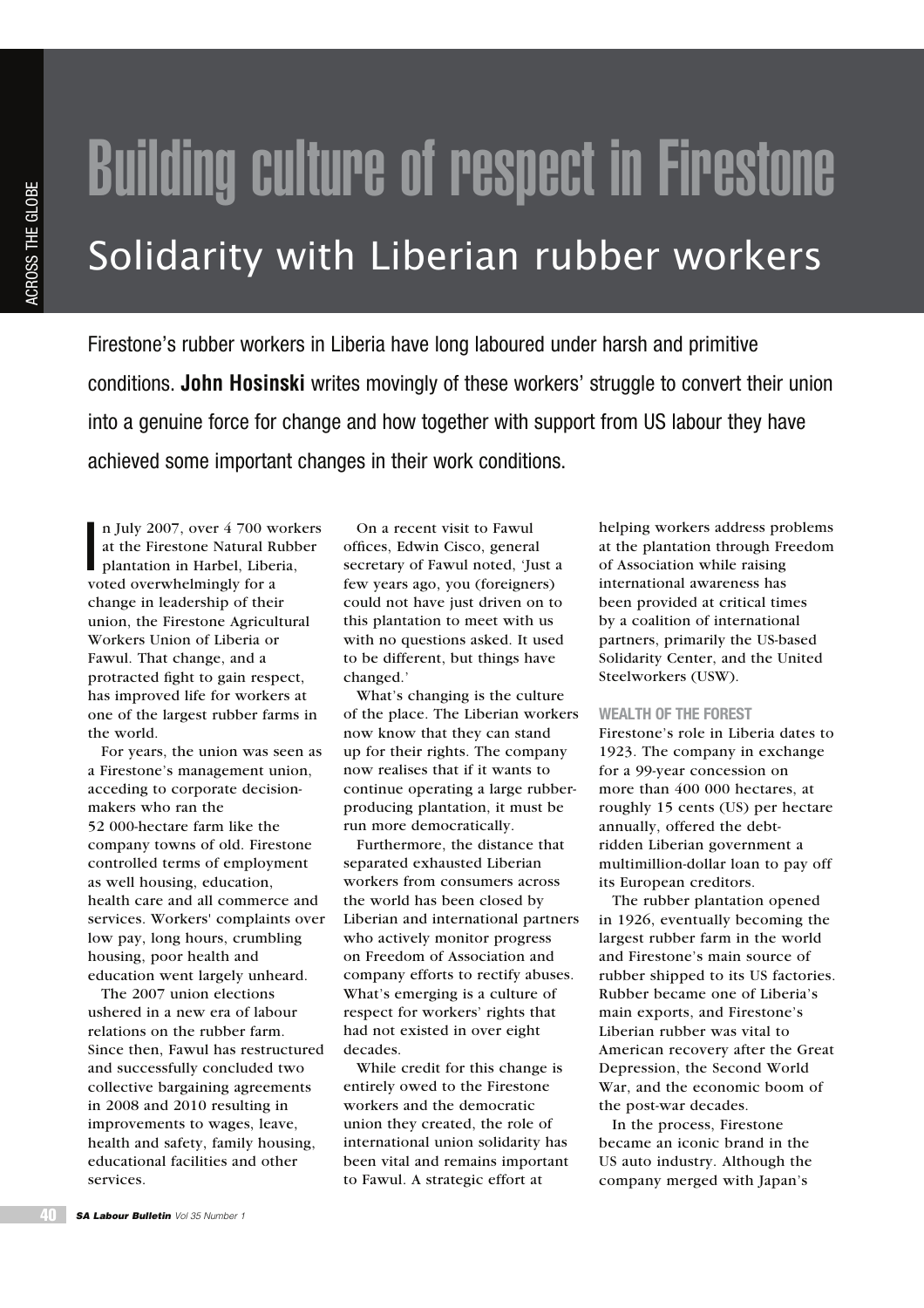# Building culture of respect in Firestone

## Solidarity with Liberian rubber workers

Firestone's rubber workers in Liberia have long laboured under harsh and primitive conditions. **John Hosinski** writes movingly of these workers' struggle to convert their union into a genuine force for change and how together with support from US labour they have achieved some important changes in their work conditions.

In July 2007, over 4 700 workers at the Firestone Natural Rubber plantation in Harbel, Liberia, voted overwhelmingly for a change in leadership of their union, the Firestone Agricultural Workers Union of Liberia or Fawul. That change, and a protracted fight to gain respect, has improved life for workers at one of the largest rubber farms in the world.

For years, the union was seen as a Firestone's management union, acceding to corporate decision-makers who ran the 52 000-hectare farm like the company towns of old. Firestone controlled terms of employment as well housing, education, health care and all commerce and services. Workers' complaints over low pay, long hours, crumbling housing, poor health and education went largely unheard.

The 2007 union elections ushered in a new era of labour relations on the rubber farm. Since then, Fawul has restructured and successfully concluded two collective bargaining agreements in 2008 and 2010 resulting in improvements to wages, leave, health and safety, family housing, educational facilities and other services.

On a recent visit to Fawul offices, Edwin Cisco, general secretary of Fawul noted, 'Just a few years ago, you (foreigners) could not have just driven on to this plantation to meet with us with no questions asked. It used to be different, but things have changed.'

What's changing is the culture of the place. The Liberian workers now know that they can stand up for their rights. The company now realises that if it wants to continue operating a large rubber-producing plantation, it must be run more democratically.

Furthermore, the distance that separated exhausted Liberian workers from consumers across the world has been closed by Liberian and international partners who actively monitor progress on Freedom of Association and company efforts to rectify abuses. What's emerging is a culture of respect for workers' rights that had not existed in over eight decades.

While credit for this change is entirely owed to the Firestone workers and the democratic union they created, the role of international union solidarity has been vital and remains important to Fawul. A strategic effort at helping workers address problems at the plantation through Freedom of Association while raising international awareness has been provided at critical times by a coalition of international partners, primarily the US-based Solidarity Center, and the United Steelworkers (USW).

### WEALTH OF THE FOREST

Firestone's role in Liberia dates to 1923. The company in exchange for a 99-year concession on more than 400 000 hectares, at roughly 15 cents (US) per hectare annually, offered the debt-ridden Liberian government a multimillion-dollar loan to pay off its European creditors.

The rubber plantation opened in 1926, eventually becoming the largest rubber farm in the world and Firestone's main source of rubber shipped to its US factories. Rubber became one of Liberia's main exports, and Firestone's Liberian rubber was vital to American recovery after the Great Depression, the Second World War, and the economic boom of the post-war decades.

In the process, Firestone became an iconic brand in the US auto industry. Although the company merged with Japan's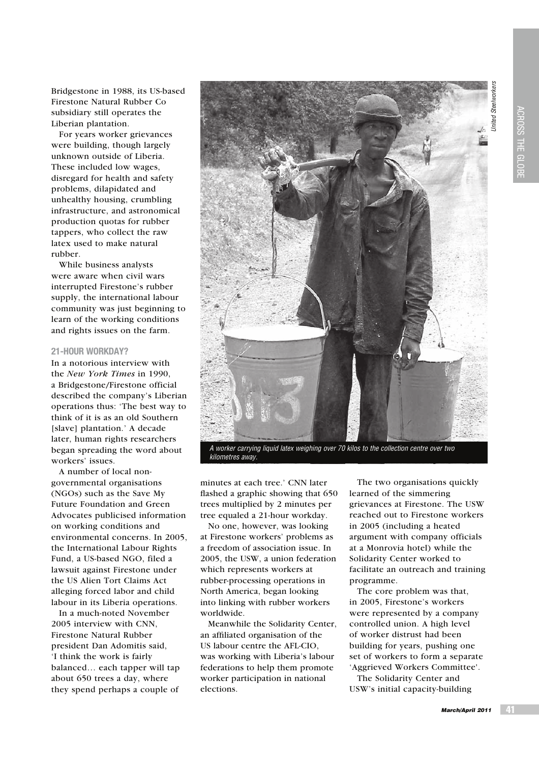Bridgestone in 1988, its US-based Firestone Natural Rubber Co subsidiary still operates the Liberian plantation.

For years worker grievances were building, though largely unknown outside of Liberia. These included low wages, disregard for health and safety problems, dilapidated and unhealthy housing, crumbling infrastructure, and astronomical production quotas for rubber tappers, who collect the raw latex used to make natural rubber.

While business analysts were aware when civil wars interrupted Firestone's rubber supply, the international labour community was just beginning to learn of the working conditions and rights issues on the farm.

### 21-HOUR WORKDAY?

In a notorious interview with the *New York Times* in 1990, a Bridgestone/Firestone official described the company's Liberian operations thus: 'The best way to think of it is as an old Southern [slave] plantation.' A decade later, human rights researchers began spreading the word about workers' issues.

A number of local non-governmental organisations (NGOs) such as the Save My Future Foundation and Green Advocates publicised information on working conditions and environmental concerns. In 2005, the International Labour Rights Fund, a US-based NGO, filed a lawsuit against Firestone under the US Alien Tort Claims Act alleging forced labor and child labour in its Liberia operations.

In a much-noted November 2005 interview with CNN, Firestone Natural Rubber president Dan Adomitis said, 'I think the work is fairly balanced… each tapper will tap about 650 trees a day, where they spend perhaps a couple of minutes at each tree.' CNN later flashed a graphic showing that 650 trees multiplied by 2 minutes per tree equaled a 21-hour workday.

*United Steelworkers*

*A worker carrying liquid latex weighing over 70 kilos to the collection centre over two kilometres away.*

No one, however, was looking at Firestone workers' problems as a freedom of association issue. In 2005, the USW, a union federation which represents workers at rubber-processing operations in North America, began looking into linking with rubber workers worldwide.

Meanwhile the Solidarity Center, an affiliated organisation of the US labour centre the AFL-CIO, was working with Liberia's labour federations to help them promote worker participation in national elections.

The two organisations quickly learned of the simmering grievances at Firestone. The USW reached out to Firestone workers in 2005 (including a heated argument with company officials at a Monrovia hotel) while the Solidarity Center worked to facilitate an outreach and training programme.

The core problem was that, in 2005, Firestone's workers were represented by a company controlled union. A high level of worker distrust had been building for years, pushing one set of workers to form a separate 'Aggrieved Workers Committee'.

The Solidarity Center and USW's initial capacity-building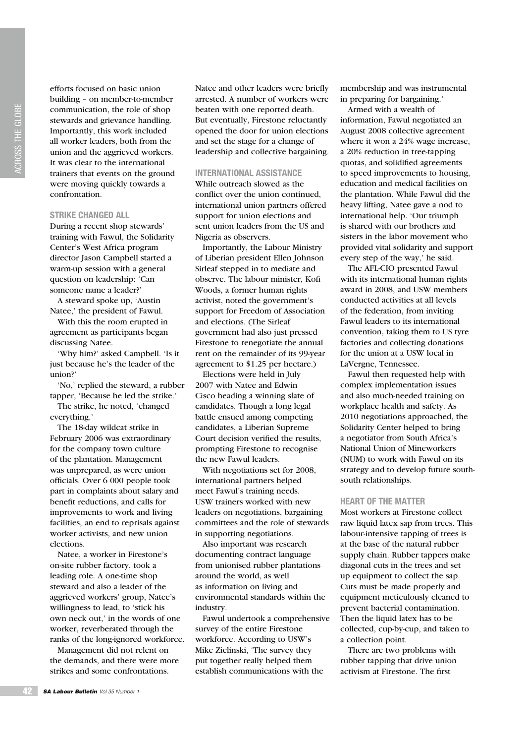efforts focused on basic union building – on member-to-member communication, the role of shop stewards and grievance handling. Importantly, this work included all worker leaders, both from the union and the aggrieved workers. It was clear to the international trainers that events on the ground were moving quickly towards a confrontation.

### STRIKE CHANGED ALL

During a recent shop stewards' training with Fawul, the Solidarity Center's West Africa program director Jason Campbell started a warm-up session with a general question on leadership: 'Can someone name a leader?'

A steward spoke up, 'Austin Natee,' the president of Fawul.

With this the room erupted in agreement as participants began discussing Natee.

'Why him?' asked Campbell. 'Is it just because he's the leader of the union?'

'No,' replied the steward, a rubber tapper, 'Because he led the strike.'

The strike, he noted, 'changed everything.'

The 18-day wildcat strike in February 2006 was extraordinary for the company town culture of the plantation. Management was unprepared, as were union officials. Over 6 000 people took part in complaints about salary and benefit reductions, and calls for improvements to work and living facilities, an end to reprisals against worker activists, and new union elections.

Natee, a worker in Firestone's on-site rubber factory, took a leading role. A one-time shop steward and also a leader of the aggrieved workers' group, Natee's willingness to lead, to 'stick his own neck out,' in the words of one worker, reverberated through the ranks of the long-ignored workforce.

Management did not relent on the demands, and there were more strikes and some confrontations. Natee and other leaders were briefly arrested. A number of workers were beaten with one reported death. But eventually, Firestone reluctantly opened the door for union elections and set the stage for a change of leadership and collective bargaining.

### INTERNATIONAL ASSISTANCE

While outreach slowed as the conflict over the union continued, international union partners offered support for union elections and sent union leaders from the US and Nigeria as observers.

Importantly, the Labour Ministry of Liberian president Ellen Johnson Sirleaf stepped in to mediate and observe. The labour minister, Kofi Woods, a former human rights activist, noted the government's support for Freedom of Association and elections. (The Sirleaf government had also just pressed Firestone to renegotiate the annual rent on the remainder of its 99-year agreement to $1.25 per hectare.)

Elections were held in July 2007 with Natee and Edwin Cisco heading a winning slate of candidates. Though a long legal battle ensued among competing candidates, a Liberian Supreme Court decision verified the results, prompting Firestone to recognise the new Fawul leaders.

With negotiations set for 2008, international partners helped meet Fawul's training needs. USW trainers worked with new leaders on negotiations, bargaining committees and the role of stewards in supporting negotiations.

Also important was research documenting contract language from unionised rubber plantations around the world, as well as information on living and environmental standards within the industry.

Fawul undertook a comprehensive survey of the entire Firestone workforce. According to USW's Mike Zielinski, 'The survey they put together really helped them establish communications with the membership and was instrumental in preparing for bargaining.'

Armed with a wealth of information, Fawul negotiated an August 2008 collective agreement where it won a 24% wage increase, a 20% reduction in tree-tapping quotas, and solidified agreements to speed improvements to housing, education and medical facilities on the plantation. While Fawul did the heavy lifting, Natee gave a nod to international help. 'Our triumph is shared with our brothers and sisters in the labor movement who provided vital solidarity and support every step of the way,' he said.

The AFL-CIO presented Fawul with its international human rights award in 2008, and USW members conducted activities at all levels of the federation, from inviting Fawul leaders to its international convention, taking them to US tyre factories and collecting donations for the union at a USW local in LaVergne, Tennessee.

Fawul then requested help with complex implementation issues and also much-needed training on workplace health and safety. As 2010 negotiations approached, the Solidarity Center helped to bring a negotiator from South Africa's National Union of Mineworkers (NUM) to work with Fawul on its strategy and to develop future south-south relationships.

### HEART OF THE MATTER

Most workers at Firestone collect raw liquid latex sap from trees. This labour-intensive tapping of trees is at the base of the natural rubber supply chain. Rubber tappers make diagonal cuts in the trees and set up equipment to collect the sap. Cuts must be made properly and equipment meticulously cleaned to prevent bacterial contamination. Then the liquid latex has to be collected, cup-by-cup, and taken to a collection point.

There are two problems with rubber tapping that drive union activism at Firestone. The first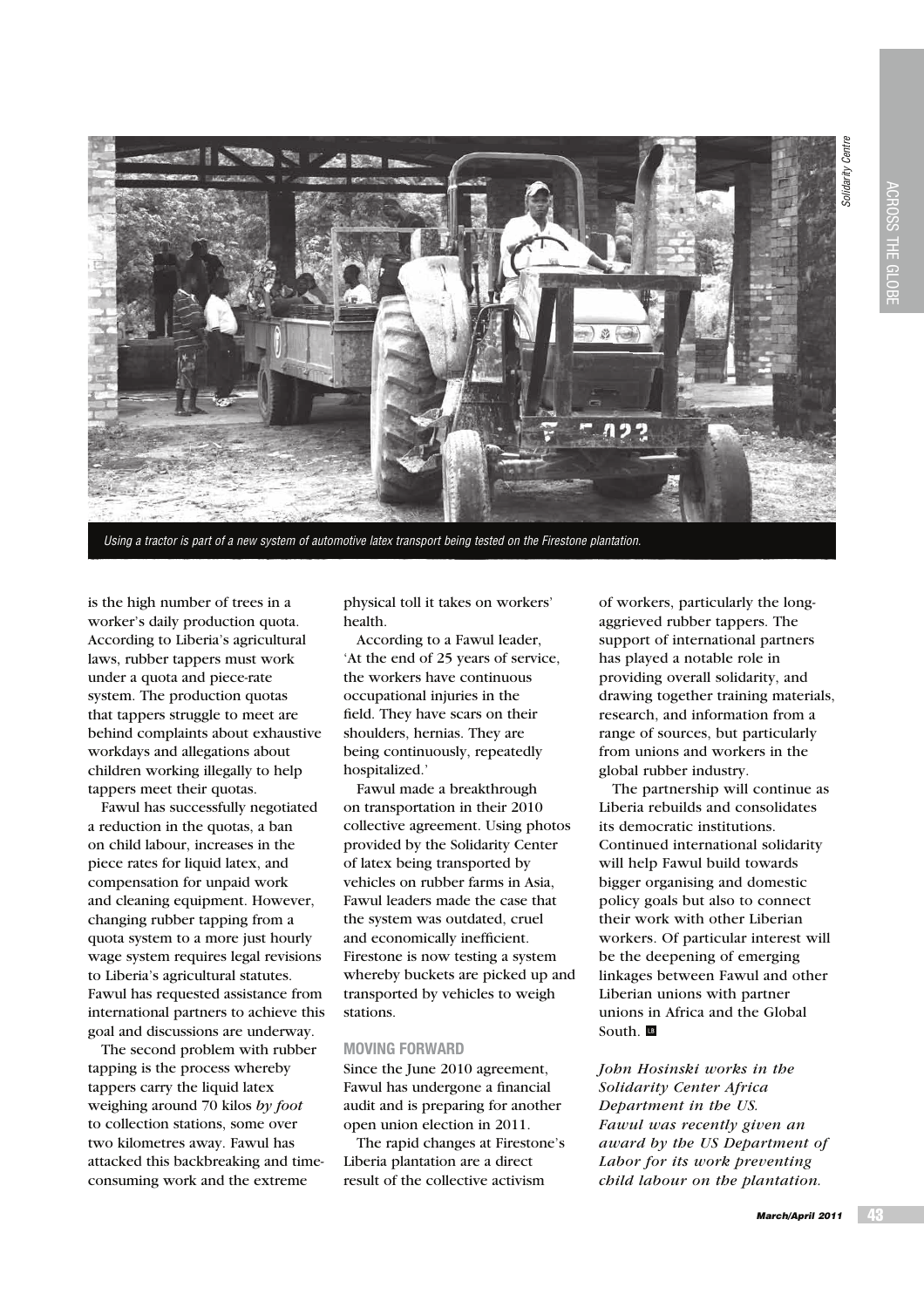Using a tractor is part of a new system of automotive latex transport being tested on the Firestone plantation.

is the high number of trees in a worker's daily production quota. According to Liberia's agricultural laws, rubber tappers must work under a quota and piece-rate system. The production quotas that tappers struggle to meet are behind complaints about exhaustive workdays and allegations about children working illegally to help tappers meet their quotas.

Fawul has successfully negotiated a reduction in the quotas, a ban on child labour, increases in the piece rates for liquid latex, and compensation for unpaid work and cleaning equipment. However, changing rubber tapping from a quota system to a more just hourly wage system requires legal revisions to Liberia's agricultural statutes. Fawul has requested assistance from international partners to achieve this goal and discussions are underway.

The second problem with rubber tapping is the process whereby tappers carry the liquid latex weighing around 70 kilos *by foot* to collection stations, some over two kilometres away. Fawul has attacked this backbreaking and time-consuming work and the extreme physical toll it takes on workers' health.

According to a Fawul leader, 'At the end of 25 years of service, the workers have continuous occupational injuries in the field. They have scars on their shoulders, hernias. They are being continuously, repeatedly hospitalized.'

Fawul made a breakthrough on transportation in their 2010 collective agreement. Using photos provided by the Solidarity Center of latex being transported by vehicles on rubber farms in Asia, Fawul leaders made the case that the system was outdated, cruel and economically inefficient. Firestone is now testing a system whereby buckets are picked up and transported by vehicles to weigh stations.

## MOVING FORWARD

Since the June 2010 agreement, Fawul has undergone a financial audit and is preparing for another open union election in 2011.

The rapid changes at Firestone's Liberia plantation are a direct result of the collective activism of workers, particularly the long-aggrieved rubber tappers. The support of international partners has played a notable role in providing overall solidarity, and drawing together training materials, research, and information from a range of sources, but particularly from unions and workers in the global rubber industry.

The partnership will continue as Liberia rebuilds and consolidates its democratic institutions. Continued international solidarity will help Fawul build towards bigger organising and domestic policy goals but also to connect their work with other Liberian workers. Of particular interest will be the deepening of emerging linkages between Fawul and other Liberian unions with partner unions in Africa and the Global South.

*John Hosinski works in the Solidarity Center Africa Department in the US. Fawul was recently given an award by the US Department of Labor for its work preventing child labour on the plantation.*